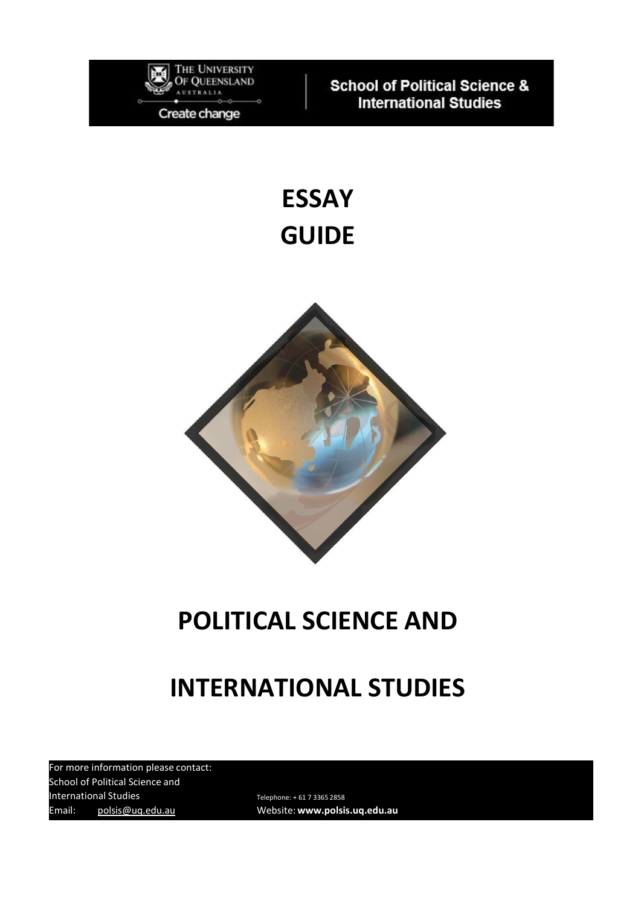The University of Queensland
Australia

Create change

School of Political Science & International Studies

# ESSAY GUIDE

# POLITICAL SCIENCE AND INTERNATIONAL STUDIES

For more information please contact:
School of Political Science and International Studies
Email: polsis@uq.edu.au

Telephone: + 61 7 3365 2858
Website: **www.polsis.uq.edu.au**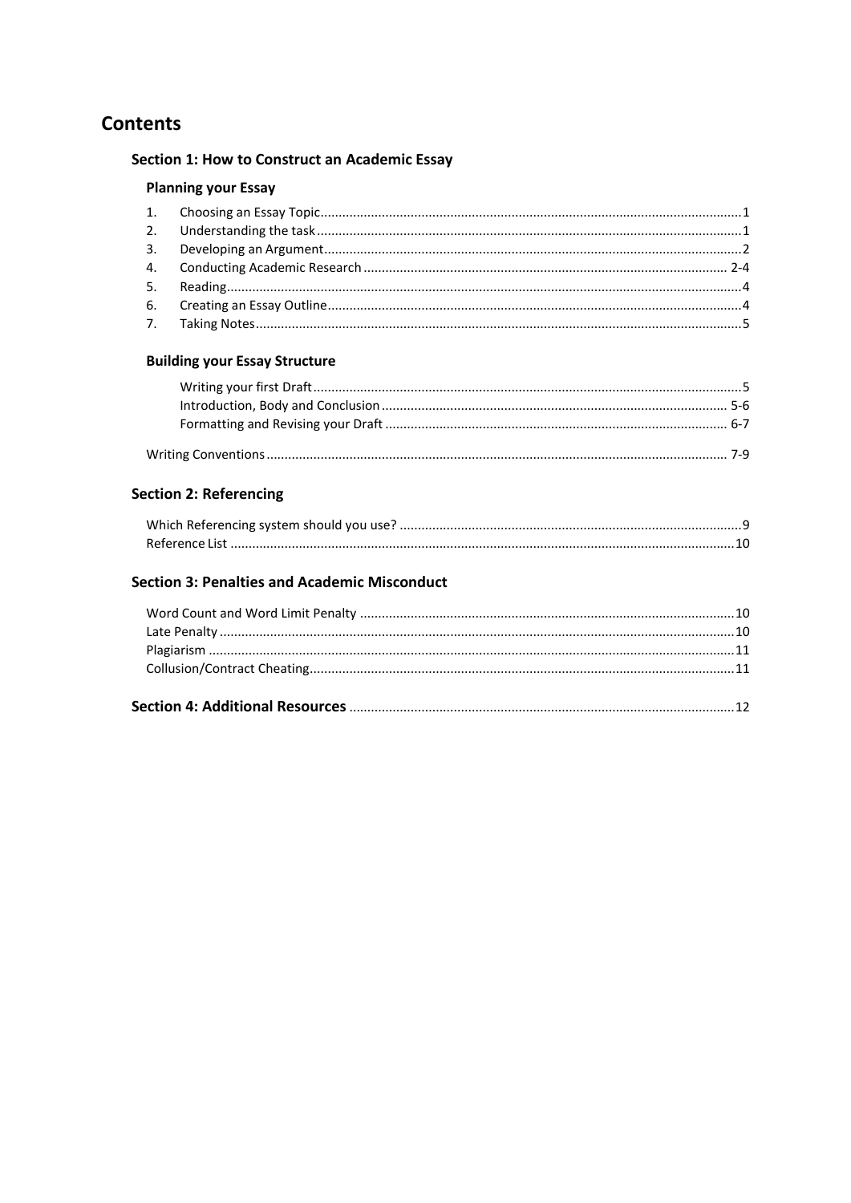# Contents

## Section 1: How to Construct an Academic Essay

### Planning your Essay

1. Choosing an Essay Topic....1
2. Understanding the task....1
3. Developing an Argument....2
4. Conducting Academic Research....2-4
5. Reading....4
6. Creating an Essay Outline....4
7. Taking Notes....5

### Building your Essay Structure

Writing your first Draft....5
Introduction, Body and Conclusion....5-6
Formatting and Revising your Draft....6-7

Writing Conventions....7-9

## Section 2: Referencing

Which Referencing system should you use?....9
Reference List....10

## Section 3: Penalties and Academic Misconduct

Word Count and Word Limit Penalty....10
Late Penalty....10
Plagiarism....11
Collusion/Contract Cheating....11

## Section 4: Additional Resources....12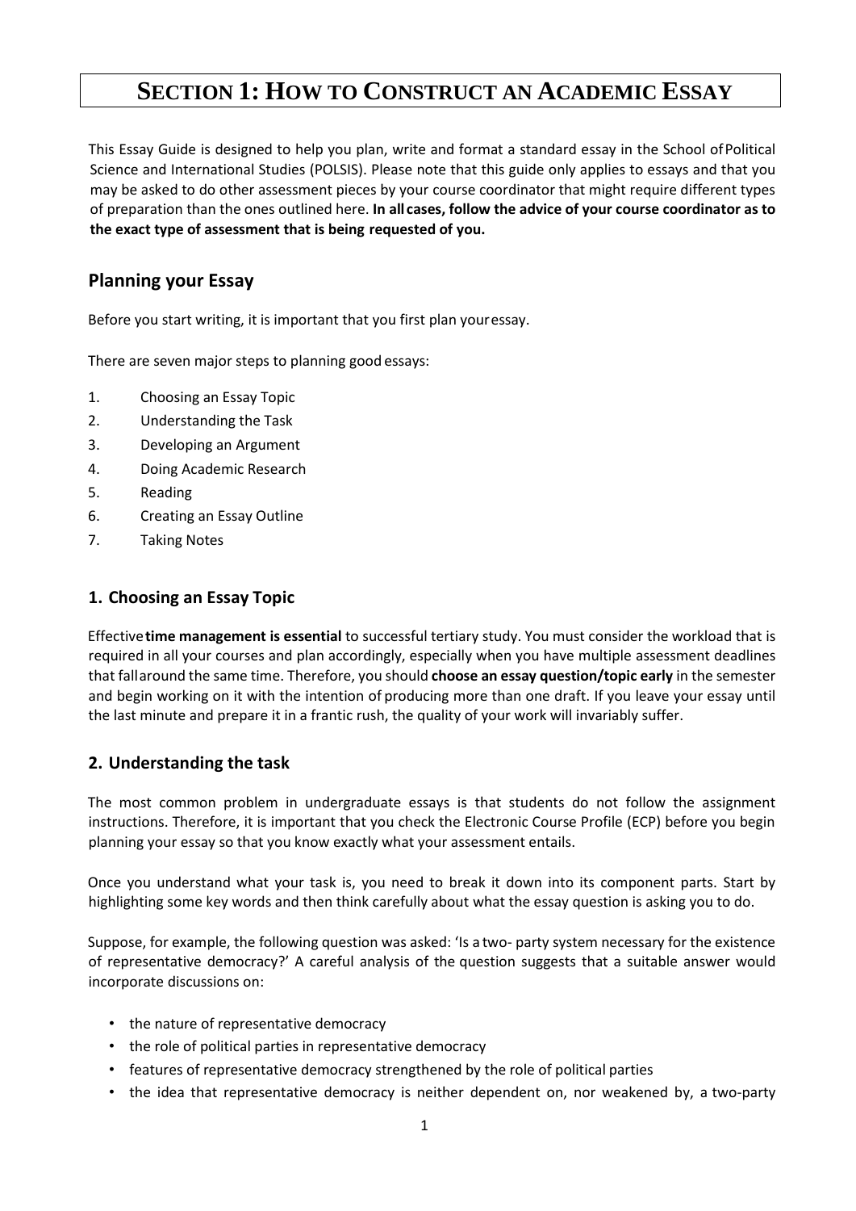# SECTION 1: HOW TO CONSTRUCT AN ACADEMIC ESSAY

This Essay Guide is designed to help you plan, write and format a standard essay in the School of Political Science and International Studies (POLSIS). Please note that this guide only applies to essays and that you may be asked to do other assessment pieces by your course coordinator that might require different types of preparation than the ones outlined here. **In all cases, follow the advice of your course coordinator as to the exact type of assessment that is being requested of you.**

## Planning your Essay

Before you start writing, it is important that you first plan your essay.

There are seven major steps to planning good essays:

1. Choosing an Essay Topic
2. Understanding the Task
3. Developing an Argument
4. Doing Academic Research
5. Reading
6. Creating an Essay Outline
7. Taking Notes

### 1. Choosing an Essay Topic

Effective **time management is essential** to successful tertiary study. You must consider the workload that is required in all your courses and plan accordingly, especially when you have multiple assessment deadlines that fall around the same time. Therefore, you should **choose an essay question/topic early** in the semester and begin working on it with the intention of producing more than one draft. If you leave your essay until the last minute and prepare it in a frantic rush, the quality of your work will invariably suffer.

### 2. Understanding the task

The most common problem in undergraduate essays is that students do not follow the assignment instructions. Therefore, it is important that you check the Electronic Course Profile (ECP) before you begin planning your essay so that you know exactly what your assessment entails.

Once you understand what your task is, you need to break it down into its component parts. Start by highlighting some key words and then think carefully about what the essay question is asking you to do.

Suppose, for example, the following question was asked: 'Is a two- party system necessary for the existence of representative democracy?' A careful analysis of the question suggests that a suitable answer would incorporate discussions on:

- the nature of representative democracy
- the role of political parties in representative democracy
- features of representative democracy strengthened by the role of political parties
- the idea that representative democracy is neither dependent on, nor weakened by, a two-party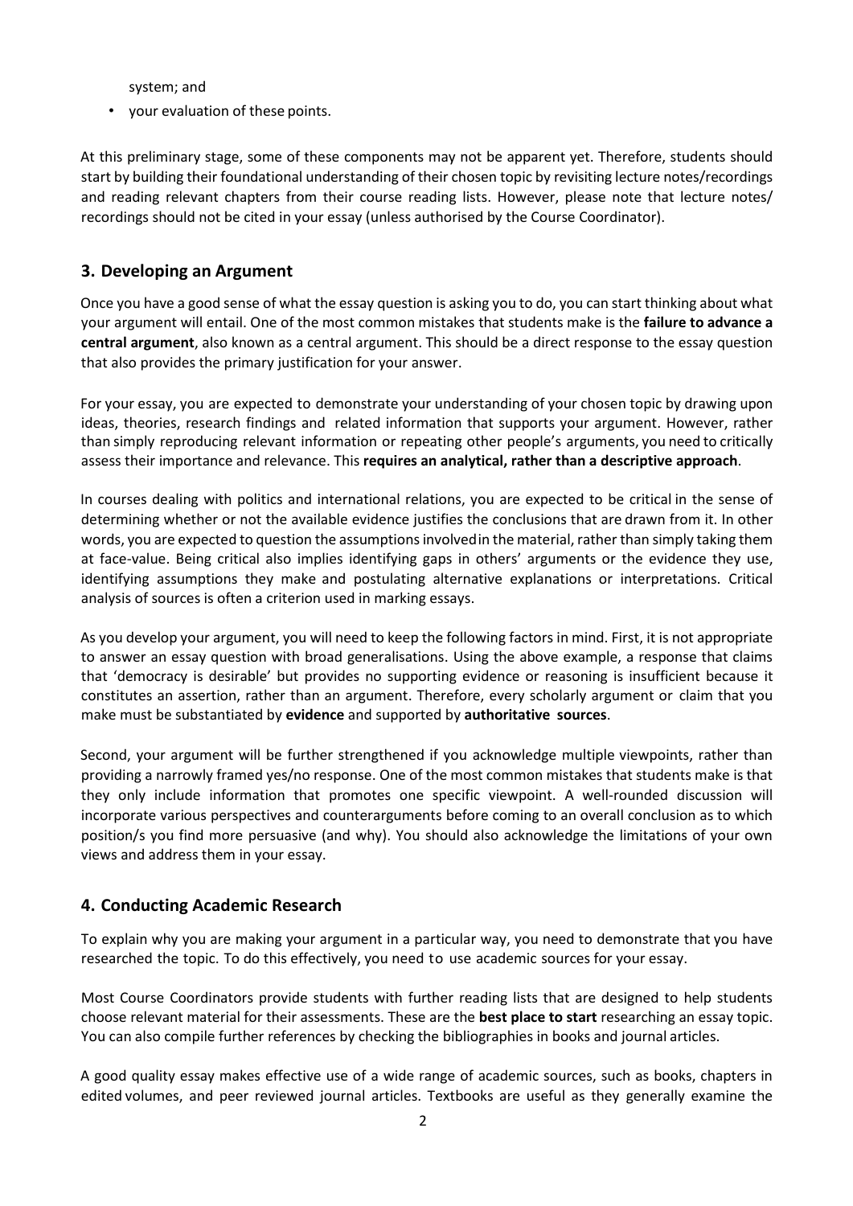system; and

- your evaluation of these points.

At this preliminary stage, some of these components may not be apparent yet. Therefore, students should start by building their foundational understanding of their chosen topic by revisiting lecture notes/recordings and reading relevant chapters from their course reading lists. However, please note that lecture notes/ recordings should not be cited in your essay (unless authorised by the Course Coordinator).

## 3. Developing an Argument

Once you have a good sense of what the essay question is asking you to do, you can start thinking about what your argument will entail. One of the most common mistakes that students make is the **failure to advance a central argument**, also known as a central argument. This should be a direct response to the essay question that also provides the primary justification for your answer.

For your essay, you are expected to demonstrate your understanding of your chosen topic by drawing upon ideas, theories, research findings and related information that supports your argument. However, rather than simply reproducing relevant information or repeating other people's arguments, you need to critically assess their importance and relevance. This **requires an analytical, rather than a descriptive approach**.

In courses dealing with politics and international relations, you are expected to be critical in the sense of determining whether or not the available evidence justifies the conclusions that are drawn from it. In other words, you are expected to question the assumptions involved in the material, rather than simply taking them at face-value. Being critical also implies identifying gaps in others' arguments or the evidence they use, identifying assumptions they make and postulating alternative explanations or interpretations. Critical analysis of sources is often a criterion used in marking essays.

As you develop your argument, you will need to keep the following factors in mind. First, it is not appropriate to answer an essay question with broad generalisations. Using the above example, a response that claims that 'democracy is desirable' but provides no supporting evidence or reasoning is insufficient because it constitutes an assertion, rather than an argument. Therefore, every scholarly argument or claim that you make must be substantiated by **evidence** and supported by **authoritative sources**.

Second, your argument will be further strengthened if you acknowledge multiple viewpoints, rather than providing a narrowly framed yes/no response. One of the most common mistakes that students make is that they only include information that promotes one specific viewpoint. A well-rounded discussion will incorporate various perspectives and counterarguments before coming to an overall conclusion as to which position/s you find more persuasive (and why). You should also acknowledge the limitations of your own views and address them in your essay.

## 4. Conducting Academic Research

To explain why you are making your argument in a particular way, you need to demonstrate that you have researched the topic. To do this effectively, you need to use academic sources for your essay.

Most Course Coordinators provide students with further reading lists that are designed to help students choose relevant material for their assessments. These are the **best place to start** researching an essay topic. You can also compile further references by checking the bibliographies in books and journal articles.

A good quality essay makes effective use of a wide range of academic sources, such as books, chapters in edited volumes, and peer reviewed journal articles. Textbooks are useful as they generally examine the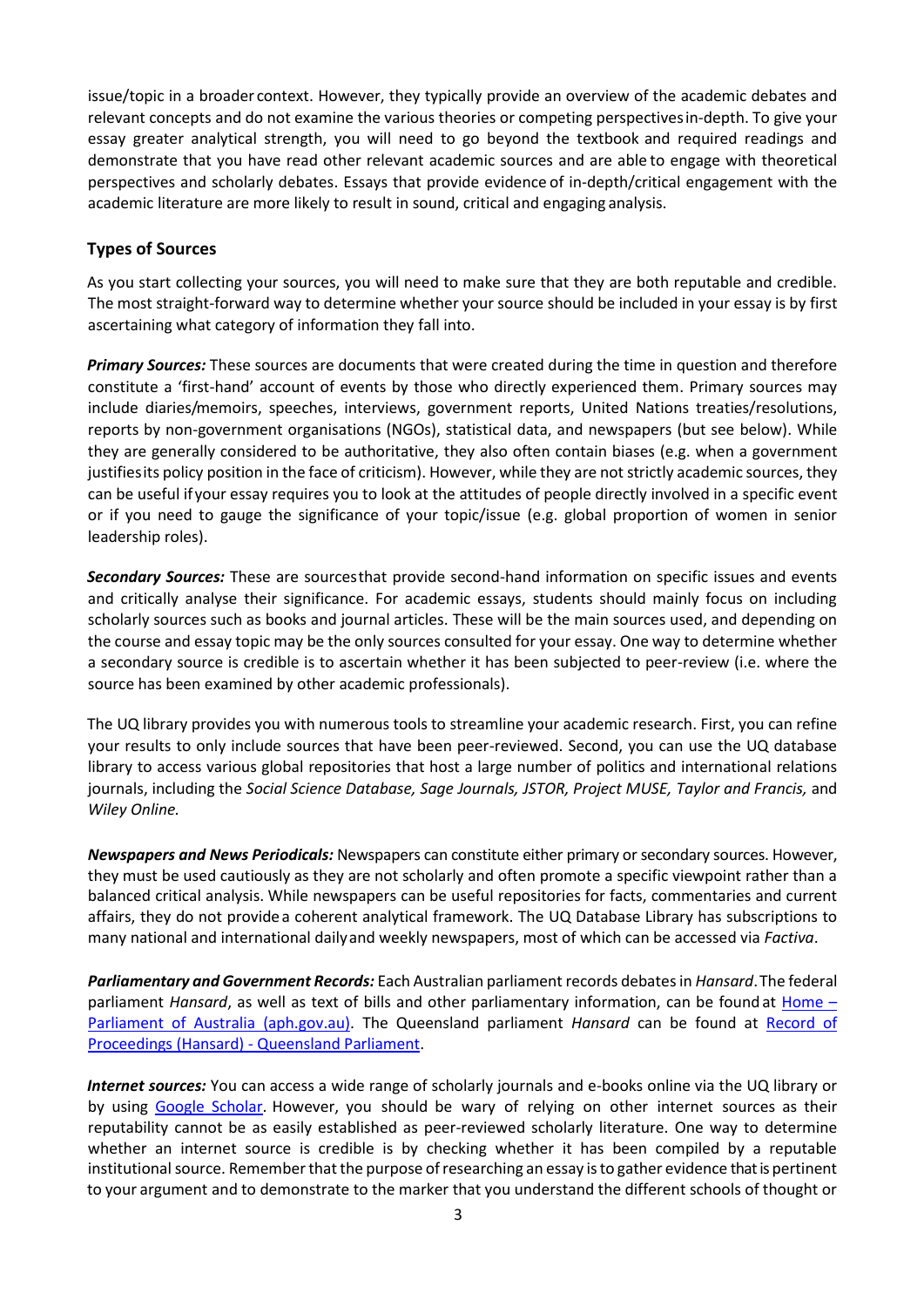issue/topic in a broader context. However, they typically provide an overview of the academic debates and relevant concepts and do not examine the various theories or competing perspectives in-depth. To give your essay greater analytical strength, you will need to go beyond the textbook and required readings and demonstrate that you have read other relevant academic sources and are able to engage with theoretical perspectives and scholarly debates. Essays that provide evidence of in-depth/critical engagement with the academic literature are more likely to result in sound, critical and engaging analysis.

### Types of Sources

As you start collecting your sources, you will need to make sure that they are both reputable and credible. The most straight-forward way to determine whether your source should be included in your essay is by first ascertaining what category of information they fall into.

***Primary Sources:*** These sources are documents that were created during the time in question and therefore constitute a 'first-hand' account of events by those who directly experienced them. Primary sources may include diaries/memoirs, speeches, interviews, government reports, United Nations treaties/resolutions, reports by non-government organisations (NGOs), statistical data, and newspapers (but see below). While they are generally considered to be authoritative, they also often contain biases (e.g. when a government justifies its policy position in the face of criticism). However, while they are not strictly academic sources, they can be useful if your essay requires you to look at the attitudes of people directly involved in a specific event or if you need to gauge the significance of your topic/issue (e.g. global proportion of women in senior leadership roles).

***Secondary Sources:*** These are sources that provide second-hand information on specific issues and events and critically analyse their significance. For academic essays, students should mainly focus on including scholarly sources such as books and journal articles. These will be the main sources used, and depending on the course and essay topic may be the only sources consulted for your essay. One way to determine whether a secondary source is credible is to ascertain whether it has been subjected to peer-review (i.e. where the source has been examined by other academic professionals).

The UQ library provides you with numerous tools to streamline your academic research. First, you can refine your results to only include sources that have been peer-reviewed. Second, you can use the UQ database library to access various global repositories that host a large number of politics and international relations journals, including the *Social Science Database, Sage Journals, JSTOR, Project MUSE, Taylor and Francis,* and *Wiley Online.*

***Newspapers and News Periodicals:*** Newspapers can constitute either primary or secondary sources. However, they must be used cautiously as they are not scholarly and often promote a specific viewpoint rather than a balanced critical analysis. While newspapers can be useful repositories for facts, commentaries and current affairs, they do not provide a coherent analytical framework. The UQ Database Library has subscriptions to many national and international daily and weekly newspapers, most of which can be accessed via *Factiva*.

***Parliamentary and Government Records:*** Each Australian parliament records debates in *Hansard*. The federal parliament *Hansard*, as well as text of bills and other parliamentary information, can be found at Home – Parliament of Australia (aph.gov.au). The Queensland parliament *Hansard* can be found at Record of Proceedings (Hansard) - Queensland Parliament.

***Internet sources:*** You can access a wide range of scholarly journals and e-books online via the UQ library or by using Google Scholar. However, you should be wary of relying on other internet sources as their reputability cannot be as easily established as peer-reviewed scholarly literature. One way to determine whether an internet source is credible is by checking whether it has been compiled by a reputable institutional source. Remember that the purpose of researching an essay is to gather evidence that is pertinent to your argument and to demonstrate to the marker that you understand the different schools of thought or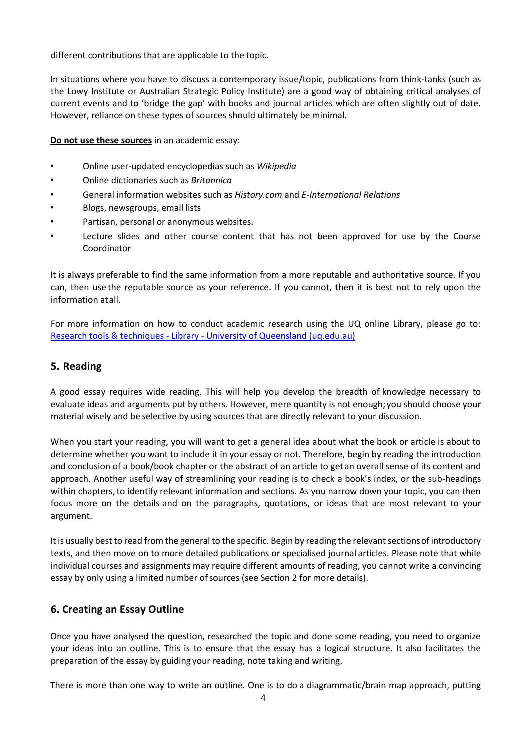different contributions that are applicable to the topic.

In situations where you have to discuss a contemporary issue/topic, publications from think-tanks (such as the Lowy Institute or Australian Strategic Policy Institute) are a good way of obtaining critical analyses of current events and to 'bridge the gap' with books and journal articles which are often slightly out of date. However, reliance on these types of sources should ultimately be minimal.

**Do not use these sources** in an academic essay:

- Online user-updated encyclopedias such as *Wikipedia*
- Online dictionaries such as *Britannica*
- General information websites such as *History.com* and *E-International Relations*
- Blogs, newsgroups, email lists
- Partisan, personal or anonymous websites.
- Lecture slides and other course content that has not been approved for use by the Course Coordinator

It is always preferable to find the same information from a more reputable and authoritative source. If you can, then use the reputable source as your reference. If you cannot, then it is best not to rely upon the information at all.

For more information on how to conduct academic research using the UQ online Library, please go to: [Research tools & techniques - Library - University of Queensland (uq.edu.au)]

## 5. Reading

A good essay requires wide reading. This will help you develop the breadth of knowledge necessary to evaluate ideas and arguments put by others. However, mere quantity is not enough; you should choose your material wisely and be selective by using sources that are directly relevant to your discussion.

When you start your reading, you will want to get a general idea about what the book or article is about to determine whether you want to include it in your essay or not. Therefore, begin by reading the introduction and conclusion of a book/book chapter or the abstract of an article to get an overall sense of its content and approach. Another useful way of streamlining your reading is to check a book's index, or the sub-headings within chapters, to identify relevant information and sections. As you narrow down your topic, you can then focus more on the details and on the paragraphs, quotations, or ideas that are most relevant to your argument.

It is usually best to read from the general to the specific. Begin by reading the relevant sections of introductory texts, and then move on to more detailed publications or specialised journal articles. Please note that while individual courses and assignments may require different amounts of reading, you cannot write a convincing essay by only using a limited number of sources (see Section 2 for more details).

## 6. Creating an Essay Outline

Once you have analysed the question, researched the topic and done some reading, you need to organize your ideas into an outline. This is to ensure that the essay has a logical structure. It also facilitates the preparation of the essay by guiding your reading, note taking and writing.

There is more than one way to write an outline. One is to do a diagrammatic/brain map approach, putting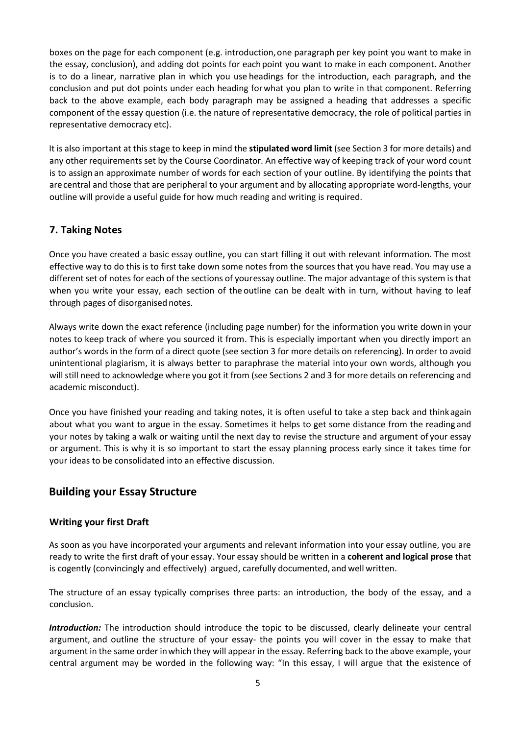boxes on the page for each component (e.g. introduction, one paragraph per key point you want to make in the essay, conclusion), and adding dot points for each point you want to make in each component. Another is to do a linear, narrative plan in which you use headings for the introduction, each paragraph, and the conclusion and put dot points under each heading for what you plan to write in that component. Referring back to the above example, each body paragraph may be assigned a heading that addresses a specific component of the essay question (i.e. the nature of representative democracy, the role of political parties in representative democracy etc).

It is also important at this stage to keep in mind the **stipulated word limit** (see Section 3 for more details) and any other requirements set by the Course Coordinator. An effective way of keeping track of your word count is to assign an approximate number of words for each section of your outline. By identifying the points that are central and those that are peripheral to your argument and by allocating appropriate word-lengths, your outline will provide a useful guide for how much reading and writing is required.

### 7. Taking Notes

Once you have created a basic essay outline, you can start filling it out with relevant information. The most effective way to do this is to first take down some notes from the sources that you have read. You may use a different set of notes for each of the sections of your essay outline. The major advantage of this system is that when you write your essay, each section of the outline can be dealt with in turn, without having to leaf through pages of disorganised notes.

Always write down the exact reference (including page number) for the information you write down in your notes to keep track of where you sourced it from. This is especially important when you directly import an author's words in the form of a direct quote (see section 3 for more details on referencing). In order to avoid unintentional plagiarism, it is always better to paraphrase the material into your own words, although you will still need to acknowledge where you got it from (see Sections 2 and 3 for more details on referencing and academic misconduct).

Once you have finished your reading and taking notes, it is often useful to take a step back and think again about what you want to argue in the essay. Sometimes it helps to get some distance from the reading and your notes by taking a walk or waiting until the next day to revise the structure and argument of your essay or argument. This is why it is so important to start the essay planning process early since it takes time for your ideas to be consolidated into an effective discussion.

## Building your Essay Structure

### Writing your first Draft

As soon as you have incorporated your arguments and relevant information into your essay outline, you are ready to write the first draft of your essay. Your essay should be written in a **coherent and logical prose** that is cogently (convincingly and effectively) argued, carefully documented, and well written.

The structure of an essay typically comprises three parts: an introduction, the body of the essay, and a conclusion.

***Introduction:*** The introduction should introduce the topic to be discussed, clearly delineate your central argument, and outline the structure of your essay- the points you will cover in the essay to make that argument in the same order in which they will appear in the essay. Referring back to the above example, your central argument may be worded in the following way: "In this essay, I will argue that the existence of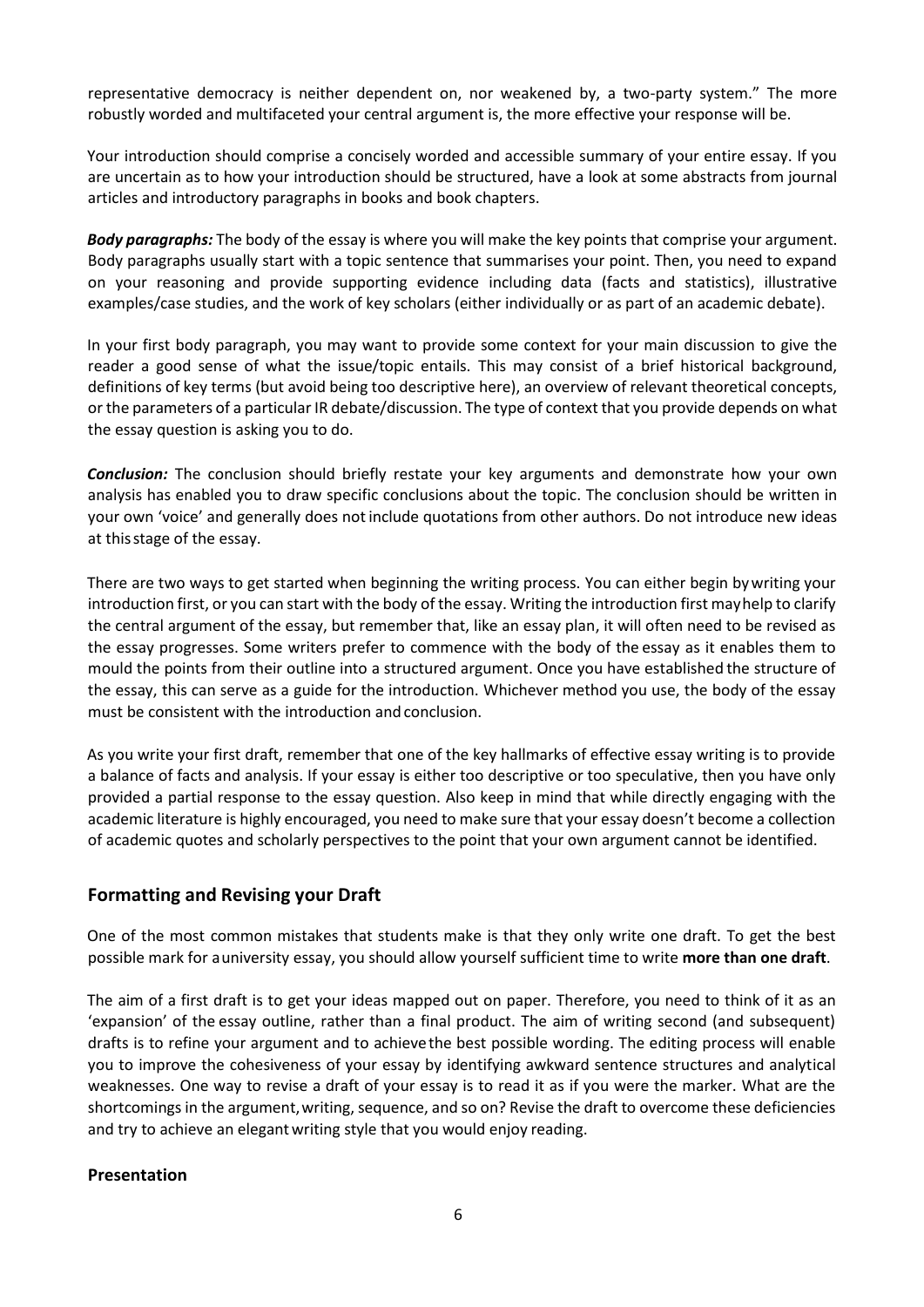representative democracy is neither dependent on, nor weakened by, a two-party system." The more robustly worded and multifaceted your central argument is, the more effective your response will be.

Your introduction should comprise a concisely worded and accessible summary of your entire essay. If you are uncertain as to how your introduction should be structured, have a look at some abstracts from journal articles and introductory paragraphs in books and book chapters.

***Body paragraphs:*** The body of the essay is where you will make the key points that comprise your argument. Body paragraphs usually start with a topic sentence that summarises your point. Then, you need to expand on your reasoning and provide supporting evidence including data (facts and statistics), illustrative examples/case studies, and the work of key scholars (either individually or as part of an academic debate).

In your first body paragraph, you may want to provide some context for your main discussion to give the reader a good sense of what the issue/topic entails. This may consist of a brief historical background, definitions of key terms (but avoid being too descriptive here), an overview of relevant theoretical concepts, or the parameters of a particular IR debate/discussion. The type of context that you provide depends on what the essay question is asking you to do.

***Conclusion:*** The conclusion should briefly restate your key arguments and demonstrate how your own analysis has enabled you to draw specific conclusions about the topic. The conclusion should be written in your own 'voice' and generally does not include quotations from other authors. Do not introduce new ideas at this stage of the essay.

There are two ways to get started when beginning the writing process. You can either begin by writing your introduction first, or you can start with the body of the essay. Writing the introduction first may help to clarify the central argument of the essay, but remember that, like an essay plan, it will often need to be revised as the essay progresses. Some writers prefer to commence with the body of the essay as it enables them to mould the points from their outline into a structured argument. Once you have established the structure of the essay, this can serve as a guide for the introduction. Whichever method you use, the body of the essay must be consistent with the introduction and conclusion.

As you write your first draft, remember that one of the key hallmarks of effective essay writing is to provide a balance of facts and analysis. If your essay is either too descriptive or too speculative, then you have only provided a partial response to the essay question. Also keep in mind that while directly engaging with the academic literature is highly encouraged, you need to make sure that your essay doesn't become a collection of academic quotes and scholarly perspectives to the point that your own argument cannot be identified.

## Formatting and Revising your Draft

One of the most common mistakes that students make is that they only write one draft. To get the best possible mark for a university essay, you should allow yourself sufficient time to write **more than one draft**.

The aim of a first draft is to get your ideas mapped out on paper. Therefore, you need to think of it as an 'expansion' of the essay outline, rather than a final product. The aim of writing second (and subsequent) drafts is to refine your argument and to achieve the best possible wording. The editing process will enable you to improve the cohesiveness of your essay by identifying awkward sentence structures and analytical weaknesses. One way to revise a draft of your essay is to read it as if you were the marker. What are the shortcomings in the argument, writing, sequence, and so on? Revise the draft to overcome these deficiencies and try to achieve an elegant writing style that you would enjoy reading.

### Presentation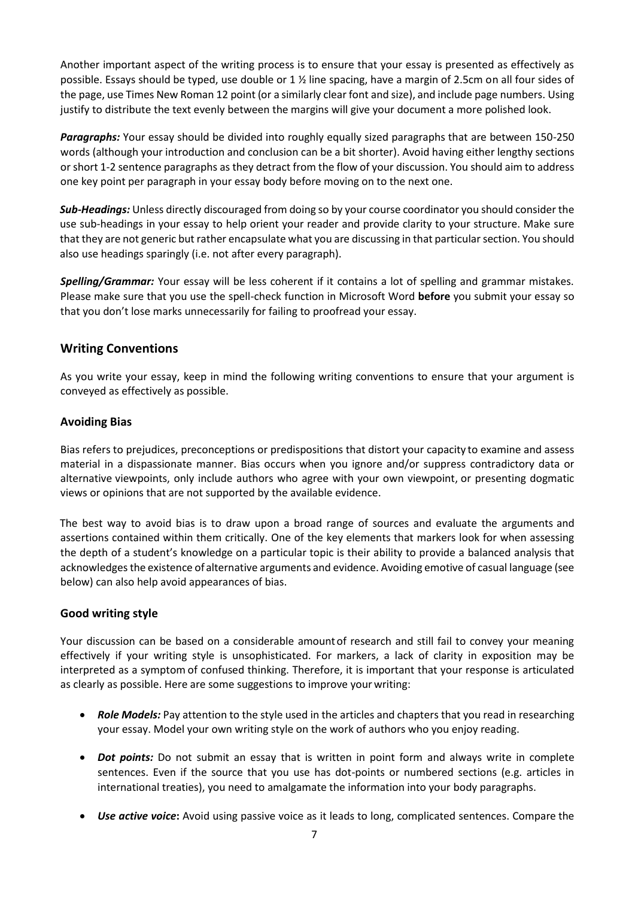Another important aspect of the writing process is to ensure that your essay is presented as effectively as possible. Essays should be typed, use double or 1 ½ line spacing, have a margin of 2.5cm on all four sides of the page, use Times New Roman 12 point (or a similarly clear font and size), and include page numbers. Using justify to distribute the text evenly between the margins will give your document a more polished look.

***Paragraphs:*** Your essay should be divided into roughly equally sized paragraphs that are between 150-250 words (although your introduction and conclusion can be a bit shorter). Avoid having either lengthy sections or short 1-2 sentence paragraphs as they detract from the flow of your discussion. You should aim to address one key point per paragraph in your essay body before moving on to the next one.

***Sub-Headings:*** Unless directly discouraged from doing so by your course coordinator you should consider the use sub-headings in your essay to help orient your reader and provide clarity to your structure. Make sure that they are not generic but rather encapsulate what you are discussing in that particular section. You should also use headings sparingly (i.e. not after every paragraph).

***Spelling/Grammar:*** Your essay will be less coherent if it contains a lot of spelling and grammar mistakes. Please make sure that you use the spell-check function in Microsoft Word **before** you submit your essay so that you don't lose marks unnecessarily for failing to proofread your essay.

## Writing Conventions

As you write your essay, keep in mind the following writing conventions to ensure that your argument is conveyed as effectively as possible.

### Avoiding Bias

Bias refers to prejudices, preconceptions or predispositions that distort your capacity to examine and assess material in a dispassionate manner. Bias occurs when you ignore and/or suppress contradictory data or alternative viewpoints, only include authors who agree with your own viewpoint, or presenting dogmatic views or opinions that are not supported by the available evidence.

The best way to avoid bias is to draw upon a broad range of sources and evaluate the arguments and assertions contained within them critically. One of the key elements that markers look for when assessing the depth of a student's knowledge on a particular topic is their ability to provide a balanced analysis that acknowledges the existence of alternative arguments and evidence. Avoiding emotive of casual language (see below) can also help avoid appearances of bias.

### Good writing style

Your discussion can be based on a considerable amount of research and still fail to convey your meaning effectively if your writing style is unsophisticated. For markers, a lack of clarity in exposition may be interpreted as a symptom of confused thinking. Therefore, it is important that your response is articulated as clearly as possible. Here are some suggestions to improve your writing:

- ***Role Models:*** Pay attention to the style used in the articles and chapters that you read in researching your essay. Model your own writing style on the work of authors who you enjoy reading.
- ***Dot points:*** Do not submit an essay that is written in point form and always write in complete sentences. Even if the source that you use has dot-points or numbered sections (e.g. articles in international treaties), you need to amalgamate the information into your body paragraphs.
- ***Use active voice*:** Avoid using passive voice as it leads to long, complicated sentences. Compare the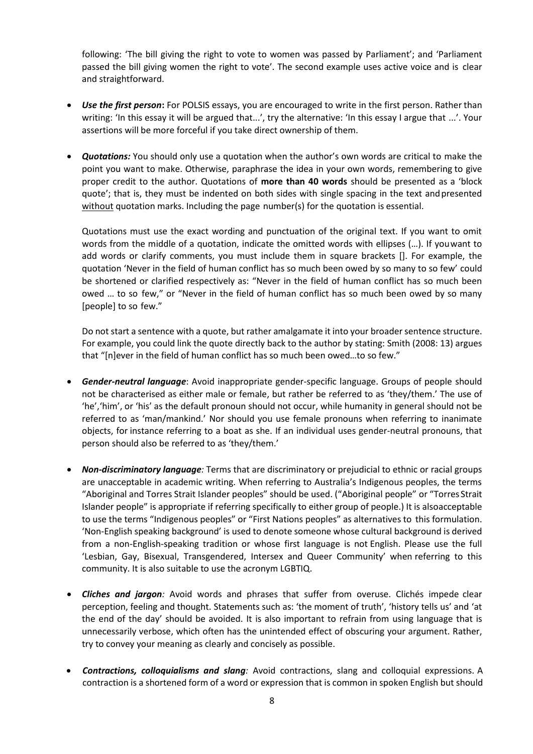following: 'The bill giving the right to vote to women was passed by Parliament'; and 'Parliament passed the bill giving women the right to vote'. The second example uses active voice and is clear and straightforward.

- ***Use the first person*****:** For POLSIS essays, you are encouraged to write in the first person. Rather than writing: 'In this essay it will be argued that...', try the alternative: 'In this essay I argue that ...'. Your assertions will be more forceful if you take direct ownership of them.

- ***Quotations:*** You should only use a quotation when the author's own words are critical to make the point you want to make. Otherwise, paraphrase the idea in your own words, remembering to give proper credit to the author. Quotations of **more than 40 words** should be presented as a 'block quote'; that is, they must be indented on both sides with single spacing in the text and presented without quotation marks. Including the page number(s) for the quotation is essential.

  Quotations must use the exact wording and punctuation of the original text. If you want to omit words from the middle of a quotation, indicate the omitted words with ellipses (…). If you want to add words or clarify comments, you must include them in square brackets []. For example, the quotation 'Never in the field of human conflict has so much been owed by so many to so few' could be shortened or clarified respectively as: "Never in the field of human conflict has so much been owed … to so few," or "Never in the field of human conflict has so much been owed by so many [people] to so few."

  Do not start a sentence with a quote, but rather amalgamate it into your broader sentence structure. For example, you could link the quote directly back to the author by stating: Smith (2008: 13) argues that "[n]ever in the field of human conflict has so much been owed…to so few."

- ***Gender-neutral language***: Avoid inappropriate gender-specific language. Groups of people should not be characterised as either male or female, but rather be referred to as 'they/them.' The use of 'he','him', or 'his' as the default pronoun should not occur, while humanity in general should not be referred to as 'man/mankind.' Nor should you use female pronouns when referring to inanimate objects, for instance referring to a boat as she. If an individual uses gender-neutral pronouns, that person should also be referred to as 'they/them.'

- ***Non-discriminatory language:*** Terms that are discriminatory or prejudicial to ethnic or racial groups are unacceptable in academic writing. When referring to Australia's Indigenous peoples, the terms "Aboriginal and Torres Strait Islander peoples" should be used. ("Aboriginal people" or "Torres Strait Islander people" is appropriate if referring specifically to either group of people.) It is also acceptable to use the terms "Indigenous peoples" or "First Nations peoples" as alternatives to this formulation. 'Non-English speaking background' is used to denote someone whose cultural background is derived from a non-English-speaking tradition or whose first language is not English. Please use the full 'Lesbian, Gay, Bisexual, Transgendered, Intersex and Queer Community' when referring to this community. It is also suitable to use the acronym LGBTIQ.

- ***Cliches and jargon:*** Avoid words and phrases that suffer from overuse. Clichés impede clear perception, feeling and thought. Statements such as: 'the moment of truth', 'history tells us' and 'at the end of the day' should be avoided. It is also important to refrain from using language that is unnecessarily verbose, which often has the unintended effect of obscuring your argument. Rather, try to convey your meaning as clearly and concisely as possible.

- ***Contractions, colloquialisms and slang:*** Avoid contractions, slang and colloquial expressions. A contraction is a shortened form of a word or expression that is common in spoken English but should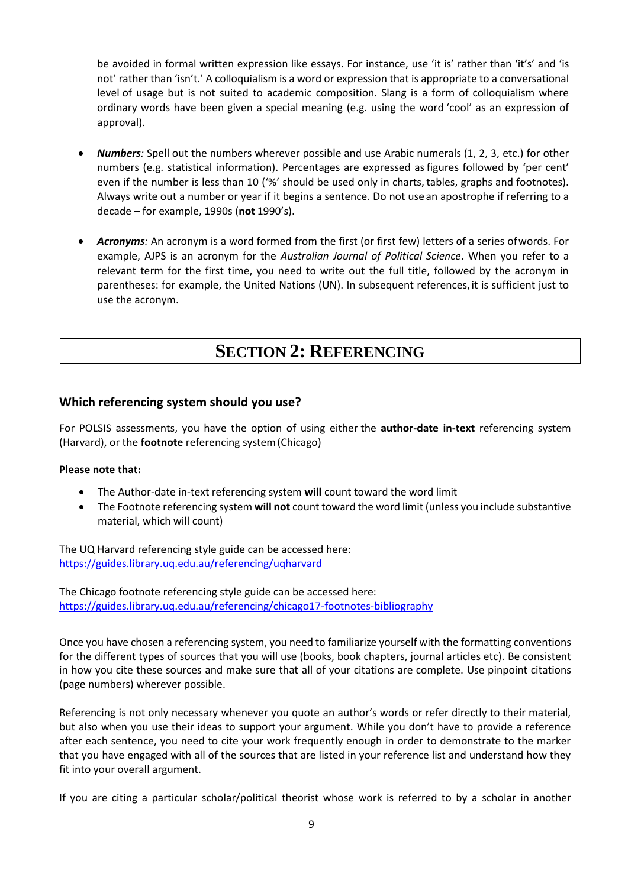be avoided in formal written expression like essays. For instance, use 'it is' rather than 'it's' and 'is not' rather than 'isn't.' A colloquialism is a word or expression that is appropriate to a conversational level of usage but is not suited to academic composition. Slang is a form of colloquialism where ordinary words have been given a special meaning (e.g. using the word 'cool' as an expression of approval).

- ***Numbers**:* Spell out the numbers wherever possible and use Arabic numerals (1, 2, 3, etc.) for other numbers (e.g. statistical information). Percentages are expressed as figures followed by 'per cent' even if the number is less than 10 ('%' should be used only in charts, tables, graphs and footnotes). Always write out a number or year if it begins a sentence. Do not use an apostrophe if referring to a decade – for example, 1990s (**not** 1990's).

- ***Acronyms**:* An acronym is a word formed from the first (or first few) letters of a series of words. For example, AJPS is an acronym for the *Australian Journal of Political Science*. When you refer to a relevant term for the first time, you need to write out the full title, followed by the acronym in parentheses: for example, the United Nations (UN). In subsequent references, it is sufficient just to use the acronym.

# SECTION 2: REFERENCING

## Which referencing system should you use?

For POLSIS assessments, you have the option of using either the **author-date in-text** referencing system (Harvard), or the **footnote** referencing system (Chicago)

**Please note that:**

- The Author-date in-text referencing system **will** count toward the word limit
- The Footnote referencing system **will not** count toward the word limit (unless you include substantive material, which will count)

The UQ Harvard referencing style guide can be accessed here:
https://guides.library.uq.edu.au/referencing/uqharvard

The Chicago footnote referencing style guide can be accessed here:
https://guides.library.uq.edu.au/referencing/chicago17-footnotes-bibliography

Once you have chosen a referencing system, you need to familiarize yourself with the formatting conventions for the different types of sources that you will use (books, book chapters, journal articles etc). Be consistent in how you cite these sources and make sure that all of your citations are complete. Use pinpoint citations (page numbers) wherever possible.

Referencing is not only necessary whenever you quote an author's words or refer directly to their material, but also when you use their ideas to support your argument. While you don't have to provide a reference after each sentence, you need to cite your work frequently enough in order to demonstrate to the marker that you have engaged with all of the sources that are listed in your reference list and understand how they fit into your overall argument.

If you are citing a particular scholar/political theorist whose work is referred to by a scholar in another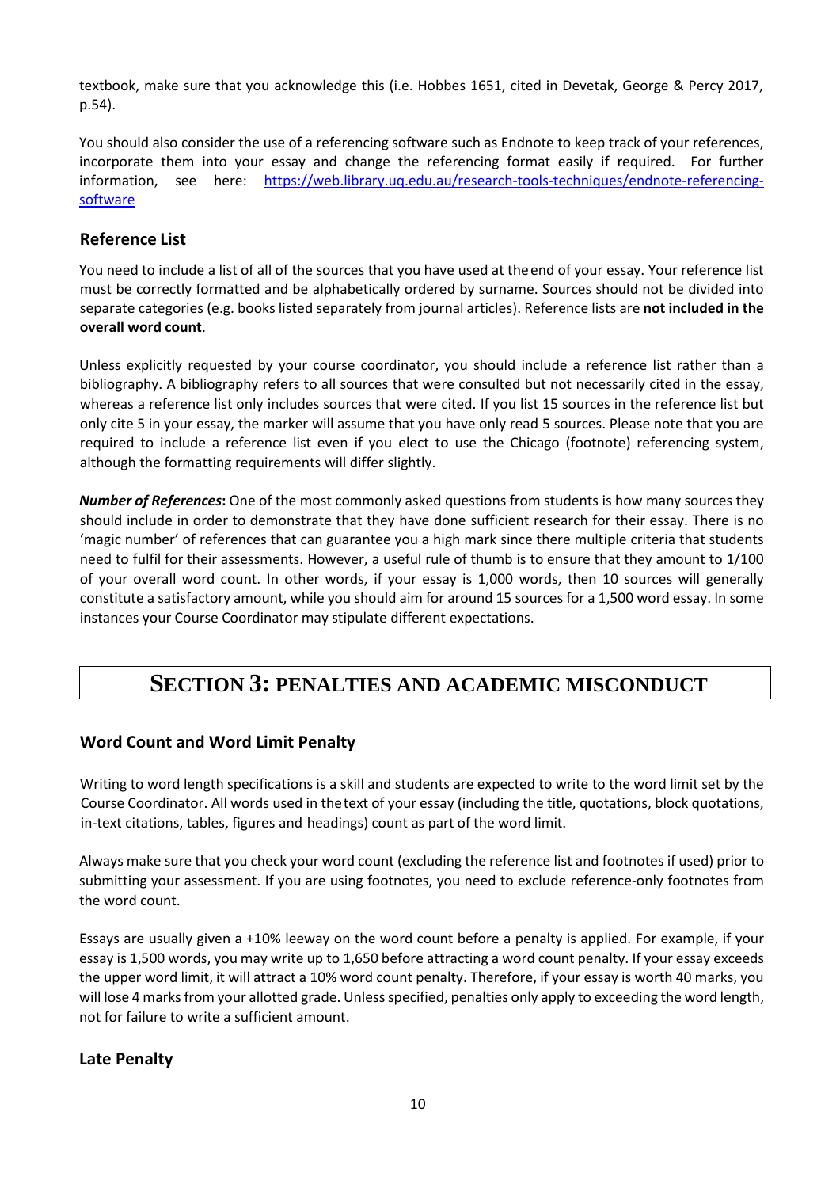textbook, make sure that you acknowledge this (i.e. Hobbes 1651, cited in Devetak, George & Percy 2017, p.54).

You should also consider the use of a referencing software such as Endnote to keep track of your references, incorporate them into your essay and change the referencing format easily if required. For further information, see here: [https://web.library.uq.edu.au/research-tools-techniques/endnote-referencing-software](https://web.library.uq.edu.au/research-tools-techniques/endnote-referencing-software)

### Reference List

You need to include a list of all of the sources that you have used at the end of your essay. Your reference list must be correctly formatted and be alphabetically ordered by surname. Sources should not be divided into separate categories (e.g. books listed separately from journal articles). Reference lists are **not included in the overall word count**.

Unless explicitly requested by your course coordinator, you should include a reference list rather than a bibliography. A bibliography refers to all sources that were consulted but not necessarily cited in the essay, whereas a reference list only includes sources that were cited. If you list 15 sources in the reference list but only cite 5 in your essay, the marker will assume that you have only read 5 sources. Please note that you are required to include a reference list even if you elect to use the Chicago (footnote) referencing system, although the formatting requirements will differ slightly.

***Number of References*:** One of the most commonly asked questions from students is how many sources they should include in order to demonstrate that they have done sufficient research for their essay. There is no 'magic number' of references that can guarantee you a high mark since there multiple criteria that students need to fulfil for their assessments. However, a useful rule of thumb is to ensure that they amount to 1/100 of your overall word count. In other words, if your essay is 1,000 words, then 10 sources will generally constitute a satisfactory amount, while you should aim for around 15 sources for a 1,500 word essay. In some instances your Course Coordinator may stipulate different expectations.

## SECTION 3: PENALTIES AND ACADEMIC MISCONDUCT

### Word Count and Word Limit Penalty

Writing to word length specifications is a skill and students are expected to write to the word limit set by the Course Coordinator. All words used in the text of your essay (including the title, quotations, block quotations, in-text citations, tables, figures and headings) count as part of the word limit.

Always make sure that you check your word count (excluding the reference list and footnotes if used) prior to submitting your assessment. If you are using footnotes, you need to exclude reference-only footnotes from the word count.

Essays are usually given a +10% leeway on the word count before a penalty is applied. For example, if your essay is 1,500 words, you may write up to 1,650 before attracting a word count penalty. If your essay exceeds the upper word limit, it will attract a 10% word count penalty. Therefore, if your essay is worth 40 marks, you will lose 4 marks from your allotted grade. Unless specified, penalties only apply to exceeding the word length, not for failure to write a sufficient amount.

### Late Penalty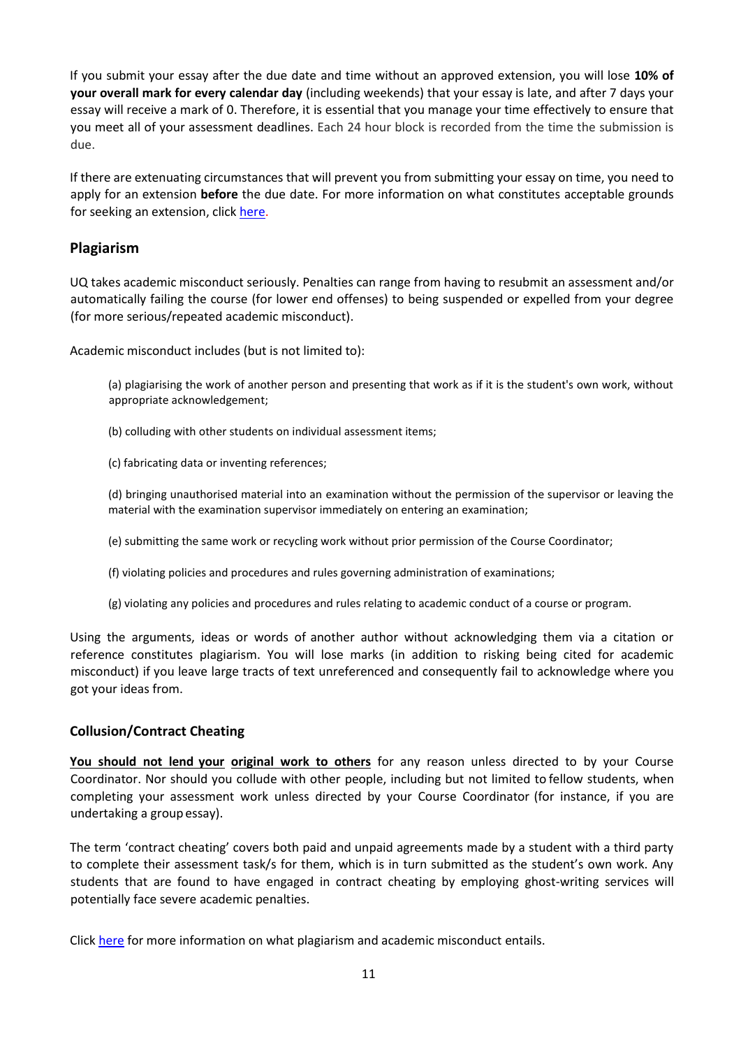If you submit your essay after the due date and time without an approved extension, you will lose **10% of your overall mark for every calendar day** (including weekends) that your essay is late, and after 7 days your essay will receive a mark of 0. Therefore, it is essential that you manage your time effectively to ensure that you meet all of your assessment deadlines. Each 24 hour block is recorded from the time the submission is due.

If there are extenuating circumstances that will prevent you from submitting your essay on time, you need to apply for an extension **before** the due date. For more information on what constitutes acceptable grounds for seeking an extension, click here.

## Plagiarism

UQ takes academic misconduct seriously. Penalties can range from having to resubmit an assessment and/or automatically failing the course (for lower end offenses) to being suspended or expelled from your degree (for more serious/repeated academic misconduct).

Academic misconduct includes (but is not limited to):

(a) plagiarising the work of another person and presenting that work as if it is the student's own work, without appropriate acknowledgement;

(b) colluding with other students on individual assessment items;

(c) fabricating data or inventing references;

(d) bringing unauthorised material into an examination without the permission of the supervisor or leaving the material with the examination supervisor immediately on entering an examination;

(e) submitting the same work or recycling work without prior permission of the Course Coordinator;

(f) violating policies and procedures and rules governing administration of examinations;

(g) violating any policies and procedures and rules relating to academic conduct of a course or program.

Using the arguments, ideas or words of another author without acknowledging them via a citation or reference constitutes plagiarism. You will lose marks (in addition to risking being cited for academic misconduct) if you leave large tracts of text unreferenced and consequently fail to acknowledge where you got your ideas from.

### Collusion/Contract Cheating

**<u>You should not lend your original work to others</u>** for any reason unless directed to by your Course Coordinator. Nor should you collude with other people, including but not limited to fellow students, when completing your assessment work unless directed by your Course Coordinator (for instance, if you are undertaking a group essay).

The term 'contract cheating' covers both paid and unpaid agreements made by a student with a third party to complete their assessment task/s for them, which is in turn submitted as the student's own work. Any students that are found to have engaged in contract cheating by employing ghost-writing services will potentially face severe academic penalties.

Click here for more information on what plagiarism and academic misconduct entails.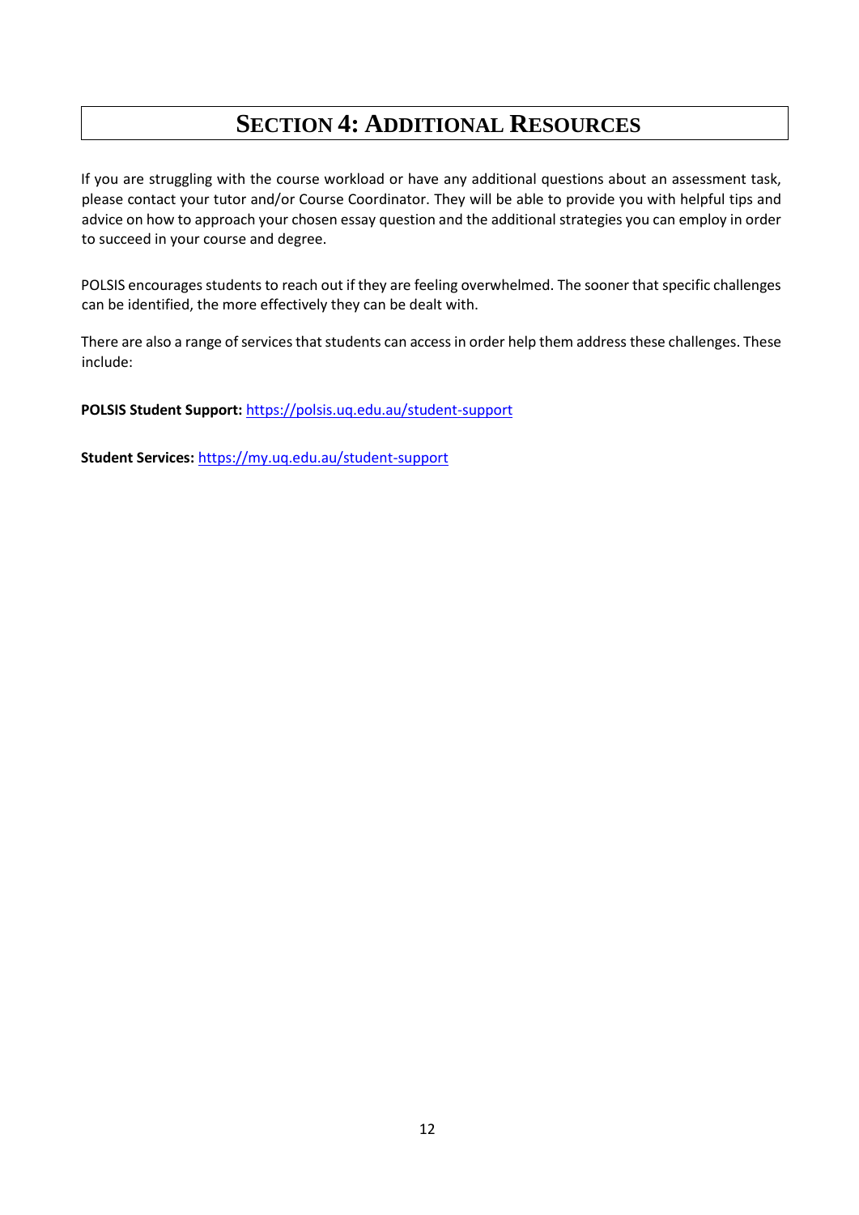# SECTION 4: ADDITIONAL RESOURCES

If you are struggling with the course workload or have any additional questions about an assessment task, please contact your tutor and/or Course Coordinator. They will be able to provide you with helpful tips and advice on how to approach your chosen essay question and the additional strategies you can employ in order to succeed in your course and degree.

POLSIS encourages students to reach out if they are feeling overwhelmed. The sooner that specific challenges can be identified, the more effectively they can be dealt with.

There are also a range of services that students can access in order help them address these challenges. These include:

**POLSIS Student Support:** https://polsis.uq.edu.au/student-support

**Student Services:** https://my.uq.edu.au/student-support